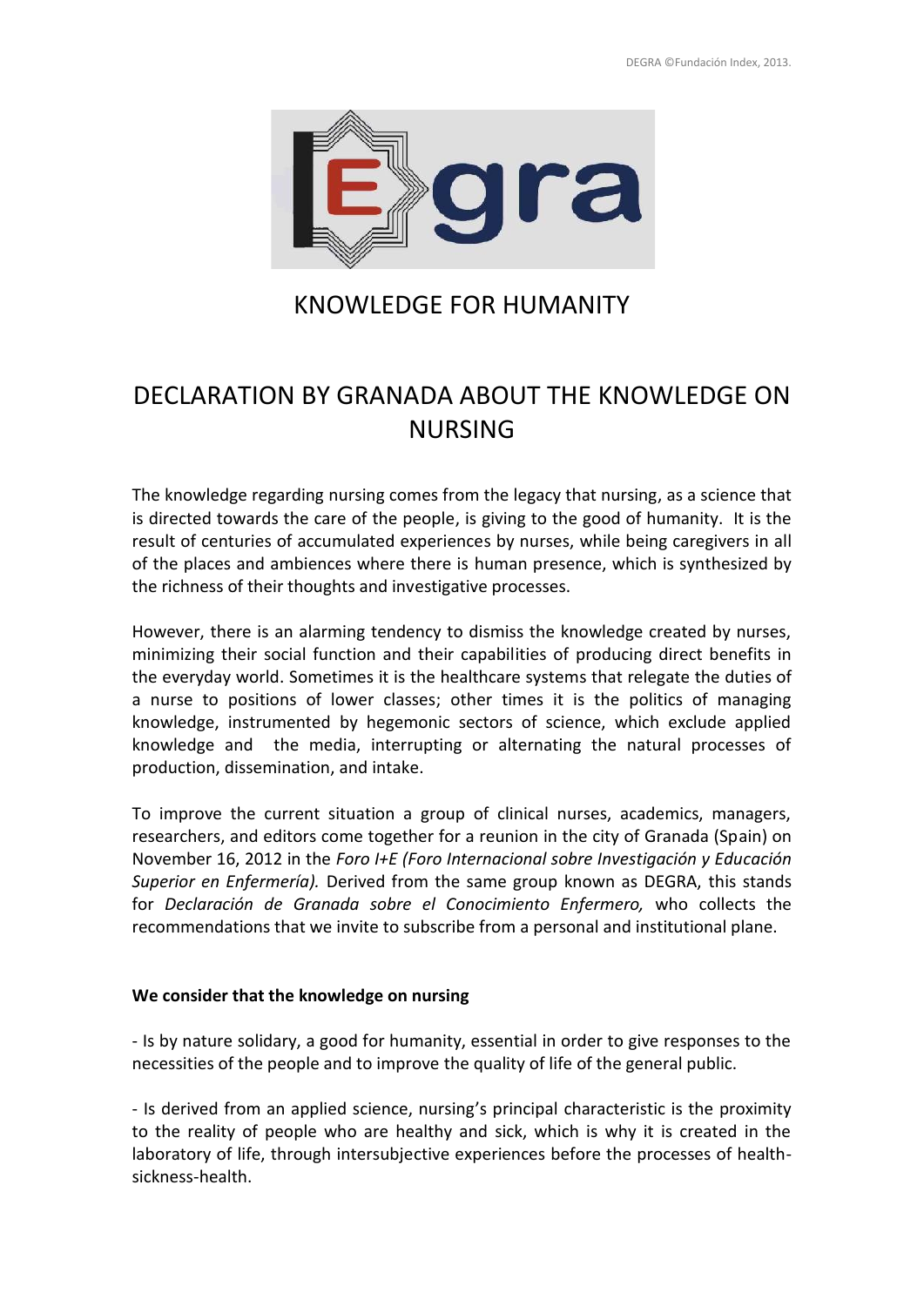# KNOWLEDGE FOR HUMANITY

# DECLARATION BY GRANADA ABOUT THE KNOWLEDGE ON NURSING

The knowledge regarding nursing comes from the legacy that nursing, as a science that is directed towards the care of the people, is giving to the good of humanity. It is the result of centuries of accumulated experiences by nurses, while being caregivers in all of the places and ambiences where there is human presence, which is synthesized by the richness of their thoughts and investigative processes.

However, there is an alarming tendency to dismiss the knowledge created by nurses, minimizing their social function and their capabilities of producing direct benefits in the everyday world. Sometimes it is the healthcare systems that relegate the duties of a nurse to positions of lower classes; other times it is the politics of managing knowledge, instrumented by hegemonic sectors of science, which exclude applied knowledge and the media, interrupting or alternating the natural processes of production, dissemination, and intake.

To improve the current situation a group of clinical nurses, academics, managers, researchers, and editors come together for a reunion in the city of Granada (Spain) on November 16, 2012 in the *Foro I+E (Foro Internacional sobre Investigación y Educación Superior en Enfermería).* Derived from the same group known as DEGRA, this stands for *Declaración de Granada sobre el Conocimiento Enfermero,* who collects the recommendations that we invite to subscribe from a personal and institutional plane.

**We consider that the knowledge on nursing**

- Is by nature solidary, a good for humanity, essential in order to give responses to the necessities of the people and to improve the quality of life of the general public.

- Is derived from an applied science, nursing's principal characteristic is the proximity to the reality of people who are healthy and sick, which is why it is created in the laboratory of life, through intersubjective experiences before the processes of health-sickness-health.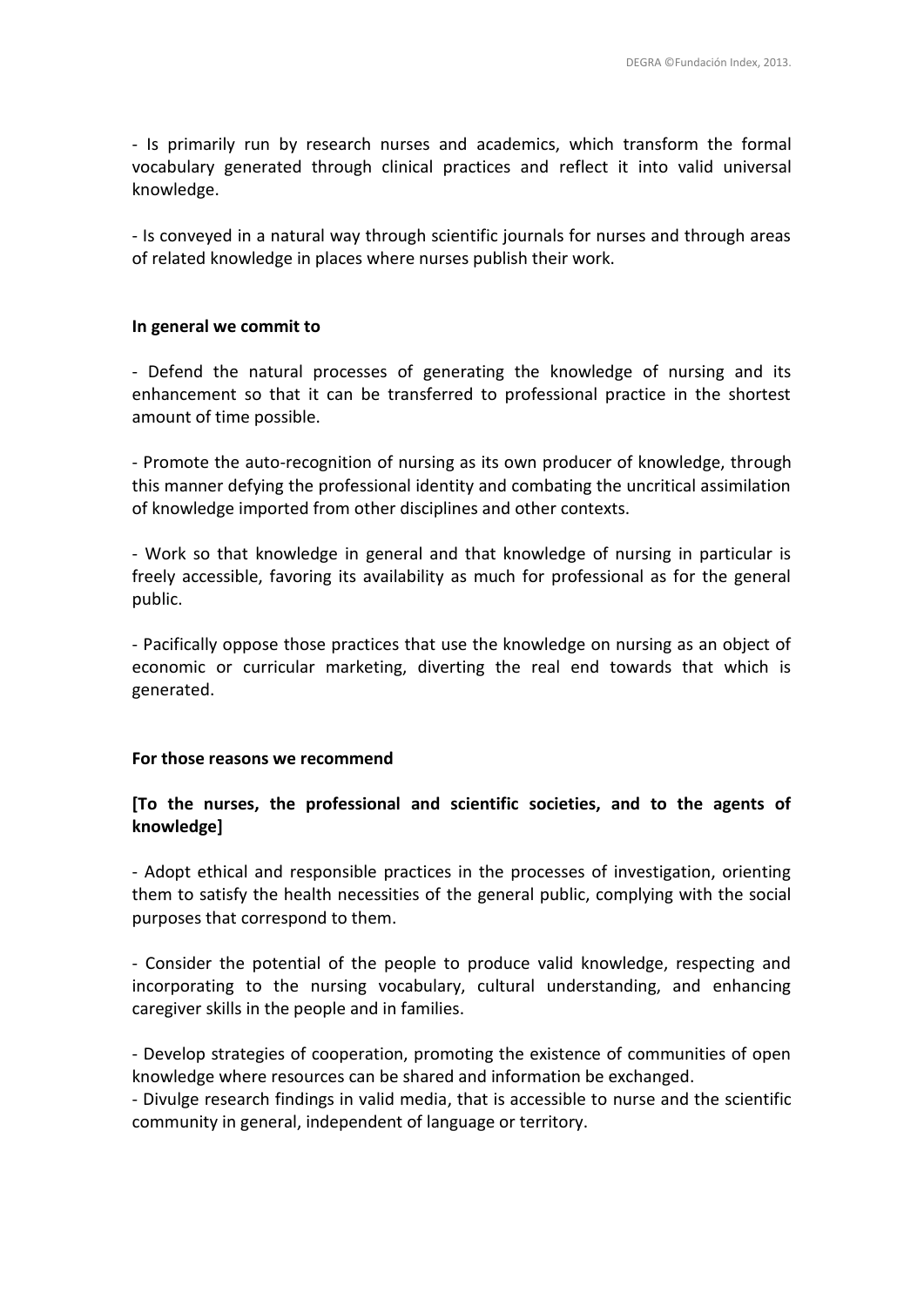- Is primarily run by research nurses and academics, which transform the formal vocabulary generated through clinical practices and reflect it into valid universal knowledge.

- Is conveyed in a natural way through scientific journals for nurses and through areas of related knowledge in places where nurses publish their work.

**In general we commit to**

- Defend the natural processes of generating the knowledge of nursing and its enhancement so that it can be transferred to professional practice in the shortest amount of time possible.

- Promote the auto-recognition of nursing as its own producer of knowledge, through this manner defying the professional identity and combating the uncritical assimilation of knowledge imported from other disciplines and other contexts.

- Work so that knowledge in general and that knowledge of nursing in particular is freely accessible, favoring its availability as much for professional as for the general public.

- Pacifically oppose those practices that use the knowledge on nursing as an object of economic or curricular marketing, diverting the real end towards that which is generated.

**For those reasons we recommend**

**[To the nurses, the professional and scientific societies, and to the agents of knowledge]**

- Adopt ethical and responsible practices in the processes of investigation, orienting them to satisfy the health necessities of the general public, complying with the social purposes that correspond to them.

- Consider the potential of the people to produce valid knowledge, respecting and incorporating to the nursing vocabulary, cultural understanding, and enhancing caregiver skills in the people and in families.

- Develop strategies of cooperation, promoting the existence of communities of open knowledge where resources can be shared and information be exchanged.
- Divulge research findings in valid media, that is accessible to nurse and the scientific community in general, independent of language or territory.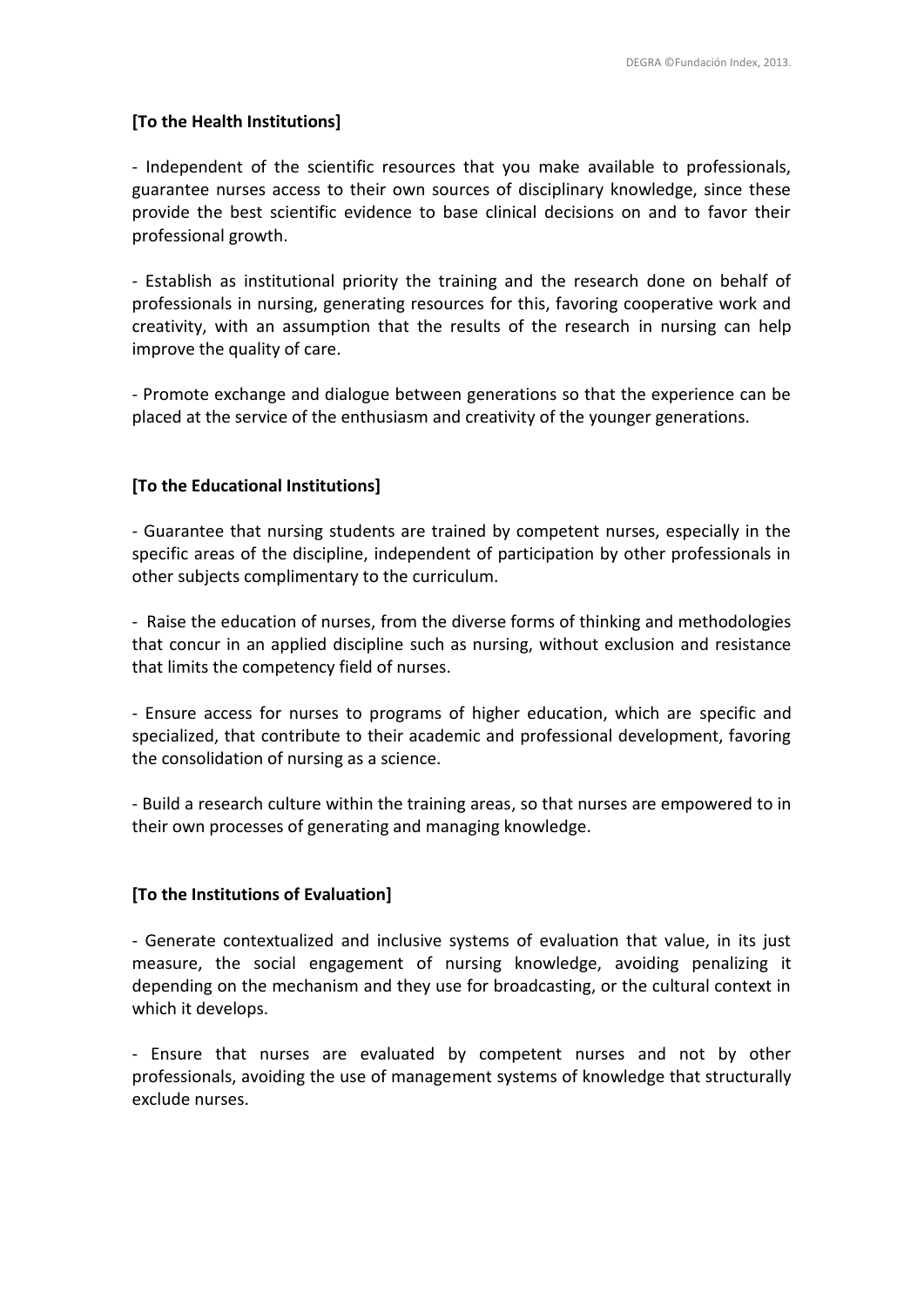**[To the Health Institutions]**

- Independent of the scientific resources that you make available to professionals, guarantee nurses access to their own sources of disciplinary knowledge, since these provide the best scientific evidence to base clinical decisions on and to favor their professional growth.

- Establish as institutional priority the training and the research done on behalf of professionals in nursing, generating resources for this, favoring cooperative work and creativity, with an assumption that the results of the research in nursing can help improve the quality of care.

- Promote exchange and dialogue between generations so that the experience can be placed at the service of the enthusiasm and creativity of the younger generations.

**[To the Educational Institutions]**

- Guarantee that nursing students are trained by competent nurses, especially in the specific areas of the discipline, independent of participation by other professionals in other subjects complimentary to the curriculum.

- Raise the education of nurses, from the diverse forms of thinking and methodologies that concur in an applied discipline such as nursing, without exclusion and resistance that limits the competency field of nurses.

- Ensure access for nurses to programs of higher education, which are specific and specialized, that contribute to their academic and professional development, favoring the consolidation of nursing as a science.

- Build a research culture within the training areas, so that nurses are empowered to in their own processes of generating and managing knowledge.

**[To the Institutions of Evaluation]**

- Generate contextualized and inclusive systems of evaluation that value, in its just measure, the social engagement of nursing knowledge, avoiding penalizing it depending on the mechanism and they use for broadcasting, or the cultural context in which it develops.

- Ensure that nurses are evaluated by competent nurses and not by other professionals, avoiding the use of management systems of knowledge that structurally exclude nurses.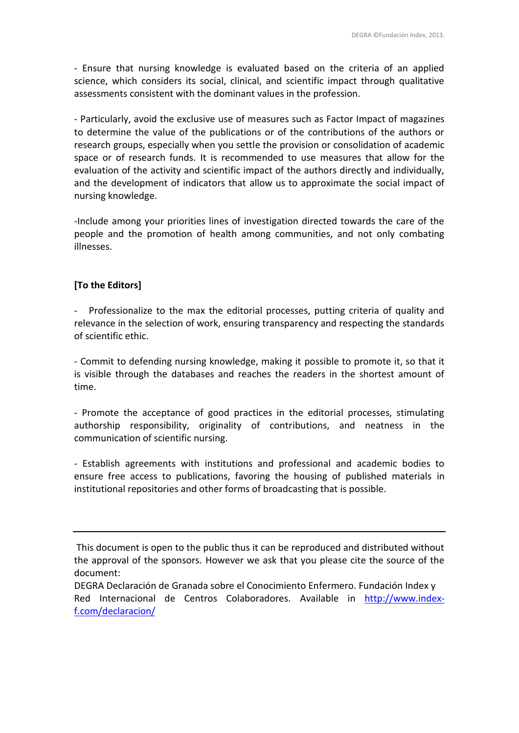- Ensure that nursing knowledge is evaluated based on the criteria of an applied science, which considers its social, clinical, and scientific impact through qualitative assessments consistent with the dominant values in the profession.

- Particularly, avoid the exclusive use of measures such as Factor Impact of magazines to determine the value of the publications or of the contributions of the authors or research groups, especially when you settle the provision or consolidation of academic space or of research funds. It is recommended to use measures that allow for the evaluation of the activity and scientific impact of the authors directly and individually, and the development of indicators that allow us to approximate the social impact of nursing knowledge.

-Include among your priorities lines of investigation directed towards the care of the people and the promotion of health among communities, and not only combating illnesses.

**[To the Editors]**

- Professionalize to the max the editorial processes, putting criteria of quality and relevance in the selection of work, ensuring transparency and respecting the standards of scientific ethic.

- Commit to defending nursing knowledge, making it possible to promote it, so that it is visible through the databases and reaches the readers in the shortest amount of time.

- Promote the acceptance of good practices in the editorial processes, stimulating authorship responsibility, originality of contributions, and neatness in the communication of scientific nursing.

- Establish agreements with institutions and professional and academic bodies to ensure free access to publications, favoring the housing of published materials in institutional repositories and other forms of broadcasting that is possible.

---

This document is open to the public thus it can be reproduced and distributed without the approval of the sponsors. However we ask that you please cite the source of the document:

DEGRA Declaración de Granada sobre el Conocimiento Enfermero. Fundación Index y Red Internacional de Centros Colaboradores. Available in [http://www.index-f.com/declaracion/](http://www.index-f.com/declaracion/)